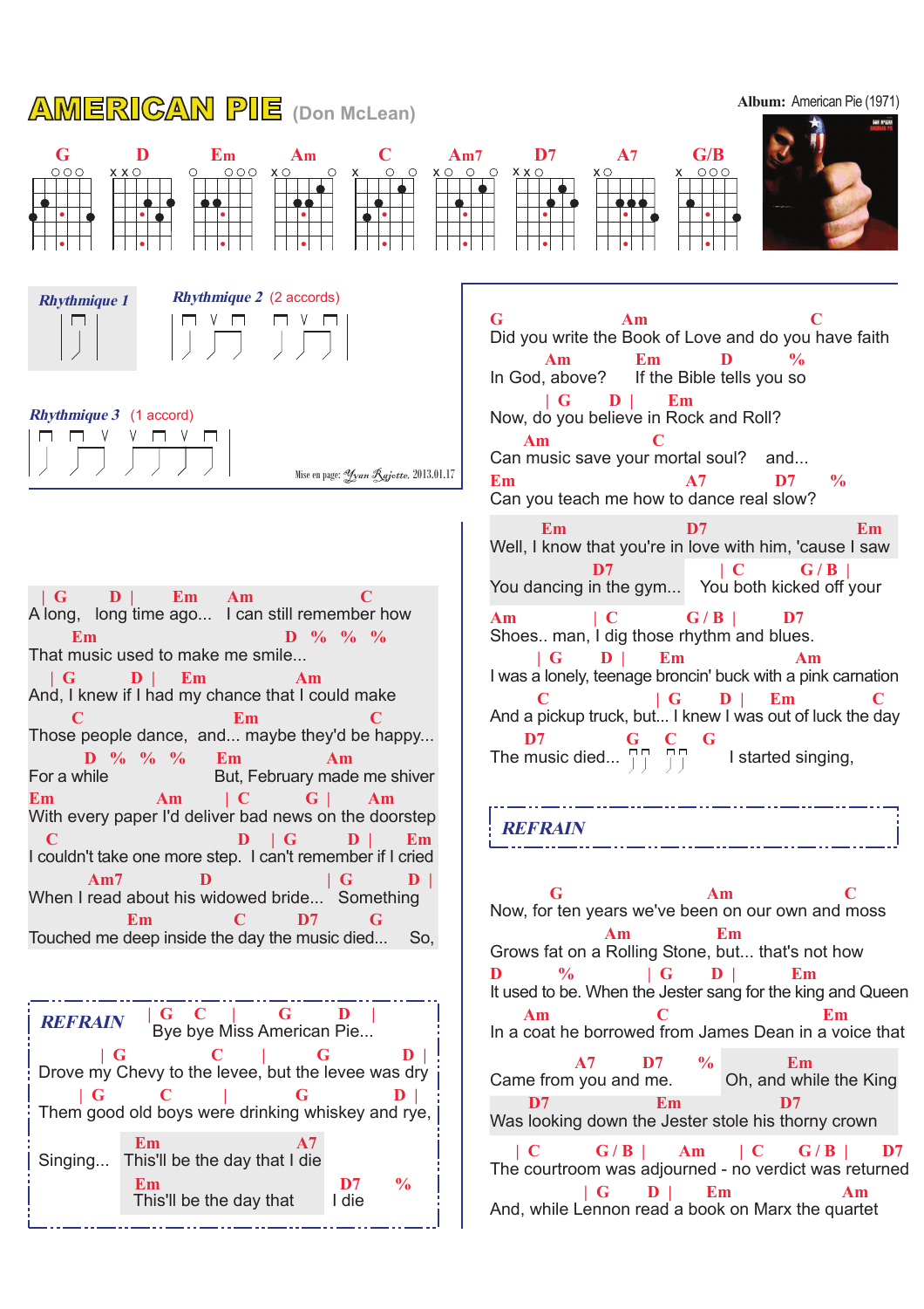# AMERICAN PIE (Don McLean)

**Album:** American Pie (1971)

G · D · Em · Am · C · Am7 · D7 · A7 · G/B

***Rythmique 1***

***Rythmique 2*** (2 accords)

***Rythmique 3*** (1 accord)

Mise en page: Yvan Rajotte, 2013.01.17

```
| G        D |       Em     Am                    C
A long,   long time ago...   I can still remember how
      Em                               D  %  %  %
That music used to make me smile...
   | G          D |     Em                 Am
And, I knew if I had my chance that I could make
      C                       Em                     C
Those people dance,  and... maybe they'd be happy...
        D  %  %  %         Em               Am
For a while                  But, February made me shiver
Em                 Am        | C          G |      Am
With every paper I'd deliver bad news on the doorstep
   C                             D    | G          D |     Em
I couldn't take one more step.  I can't remember if I cried
        Am7              D                   | G            D |
When I read about his widowed bride...   Something
                Em               C          D7         G
Touched me deep inside the day the music died...      So,
```

***REFRAIN***

```
| G    C     |       G          D     |
  Bye bye Miss American Pie...
      | G                 C        |          G               D |
Drove my Chevy to the levee, but the levee was dry
    | G           C           |          G                D |
Them good old boys were drinking whiskey and rye,
                 Em                       A7
Singing...  This'll be the day that I die
                 Em                       D7        %
             This'll be the day that     I die
```

```
G                  Am                                   C
Did you write the Book of Love and do you have faith
      Am            Em            D          %
In God, above?     If the Bible tells you so
        | G       D |      Em
Now, do you believe in Rock and Roll?
      Am                      C
Can music save your mortal soul?    and...
Em                          A7         D7       %
Can you teach me how to dance real slow?
```

```
       Em                      D7                           Em
Well, I know that you're in love with him, 'cause I saw
                D7                 | C         G / B  |
You dancing in the gym...       You both kicked off your
Am              | C          G / B  |       D7
Shoes.. man, I dig those rhythm and blues.
          | G       D |       Em                        Am
I was a lonely, teenage broncin' buck with a pink carnation
         C                    | G        D |      Em              C
And a pickup truck, but... I knew I was out of luck the day
D7                       G     C     G
The music died...                       I started singing,
```

***REFRAIN***

```
            G                           Am                  C
Now, for ten years we've been on our own and moss
                     Am             Em
Grows fat on a Rolling Stone, but... that's not how
D            %              | G        D |          Em
It used to be. When the Jester sang for the king and Queen
   Am                      C                         Em
In a coat he borrowed from James Dean in a voice that
                A7         D7        %             Em
Came from you and me.              Oh, and while the King
    D7                   Em                 D7
Was looking down the Jester stole his thorny crown
   | C          G / B  |      Am         | C        G / B  |      D7
The courtroom was adjourned - no verdict was returned
               | G       D |      Em                   Am
And, while Lennon read a book on Marx the quartet
```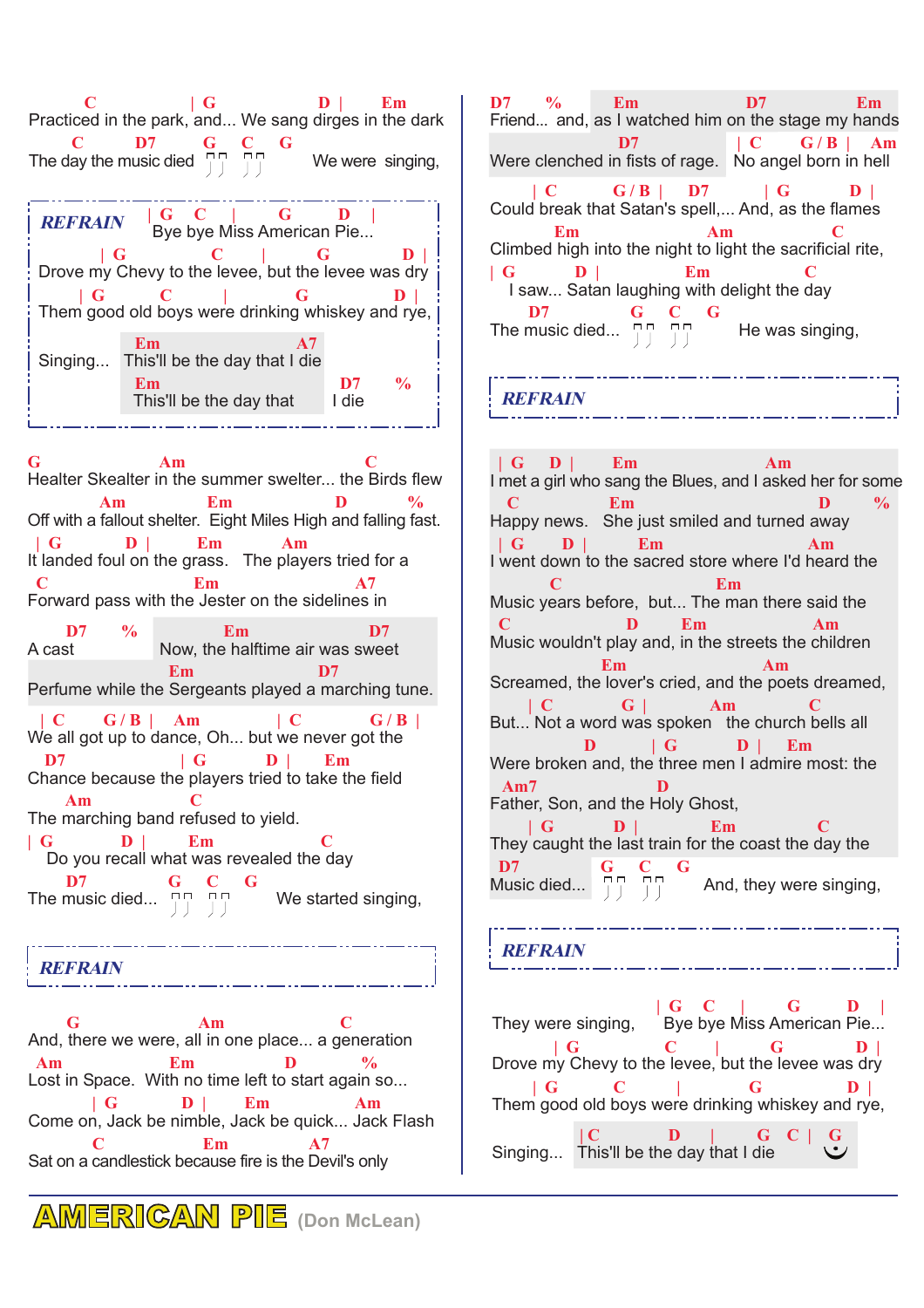```
C                |  G                   D  |      Em
Practiced in the park, and... We sang dirges in the dark
  C         D7        G    C    G
The day the music died                      We were  singing,
```

**REFRAIN**

```
            | G   C    |        G         D    |
            Bye bye Miss American Pie...
       | G               C       |        G            D  |
Drove my Chevy to the levee, but the levee was dry
      | G          C         |          G               D  |
Them good old boys were drinking whiskey and rye,
              Em                       A7
Singing...  This'll be the day that I die
              Em                        D7       %
              This'll be the day that    I die
```

```
G                   Am                                     C
Healter Skealter in the summer swelter... the Birds flew
           Am              Em                D          %
Off with a fallout shelter.  Eight Miles High and falling fast.
 | G              D  |         Em              Am
It landed foul on the grass.   The players tried for a
 C                        Em                   A7
Forward pass with the Jester on the sidelines in
      D7       %                 Em                     D7
A cast                     Now, the halftime air was sweet
                      Em                       D7
Perfume while the Sergeants played a marching tune.
  | C        G / B  |     Am                 | C          G / B  |
We all got up to dance, Oh... but we never got the
  D7                       | G            D  |        Em
Chance because the players tried to take the field
      Am                  C
The marching band refused to yield.
| G             D  |        Em                      C
   Do you recall what was revealed the day
      D7                  G      C     G
The music died...                        We started singing,
```

**REFRAIN**

```
       G                      Am                    C
And, there we were, all in one place... a generation
 Am                  Em                   D             %
Lost in Space.  With no time left to start again so...
            | G            D  |        Em             Am
Come on, Jack be nimble, Jack be quick... Jack Flash
            C              Em                   A7
Sat on a candlestick because fire is the Devil's only
```

```
D7        %        Em                D7                   Em
Friend...  and, as I watched him on the stage my hands
                    D7                   | C        G / B  |    Am
Were clenched in fists of rage.  No angel born in hell
              | C         G / B  |    D7           | G              D  |
Could break that Satan's spell,... And, as the flames
                 Em                     Am                      C
Climbed high into the night to light the sacrificial rite,
| G              D  |            Em                  C
   I saw... Satan laughing with delight the day
     D7                   G      C     G
The music died...                        He was singing,
```

**REFRAIN**

```
 | G     D  |         Em                              Am
I met a girl who sang the Blues, and I asked her for some
   C                    Em                              D          %
Happy news.   She just smiled and turned away
 | G          D  |           Em                          Am
I went down to the sacred store where I'd heard the
                  C                       Em
Music years before,  but... The man there said the
 C                          D           Em                   Am
Music wouldn't play and, in the streets the children
                     Em                         Am
Screamed, the lover's cried, and the poets dreamed,
           | C                   G  |           Am                 C
But... Not a word was spoken   the church bells all
                        D              | G             D  |     Em
Were broken and, the three men I admire most: the
  Am7                                D
Father, Son, and the Holy Ghost,
           | G               D  |               Em                C
They caught the last train for the coast the day the
  D7                 G      C     G
Music died...                          And, they were singing,
```

**REFRAIN**

```
                              | G    C       |          G            D   |
They were singing,     Bye bye Miss American Pie...
                  | G                 C       |         G              D  |
Drove my Chevy to the levee, but the levee was dry
               | G             C          |           G                D  |
Them good old boys were drinking whiskey and rye,
                       | C               D       |       G    C  |   G
Singing...   This'll be the day that I die
```

# AMERICAN PIE (Don McLean)